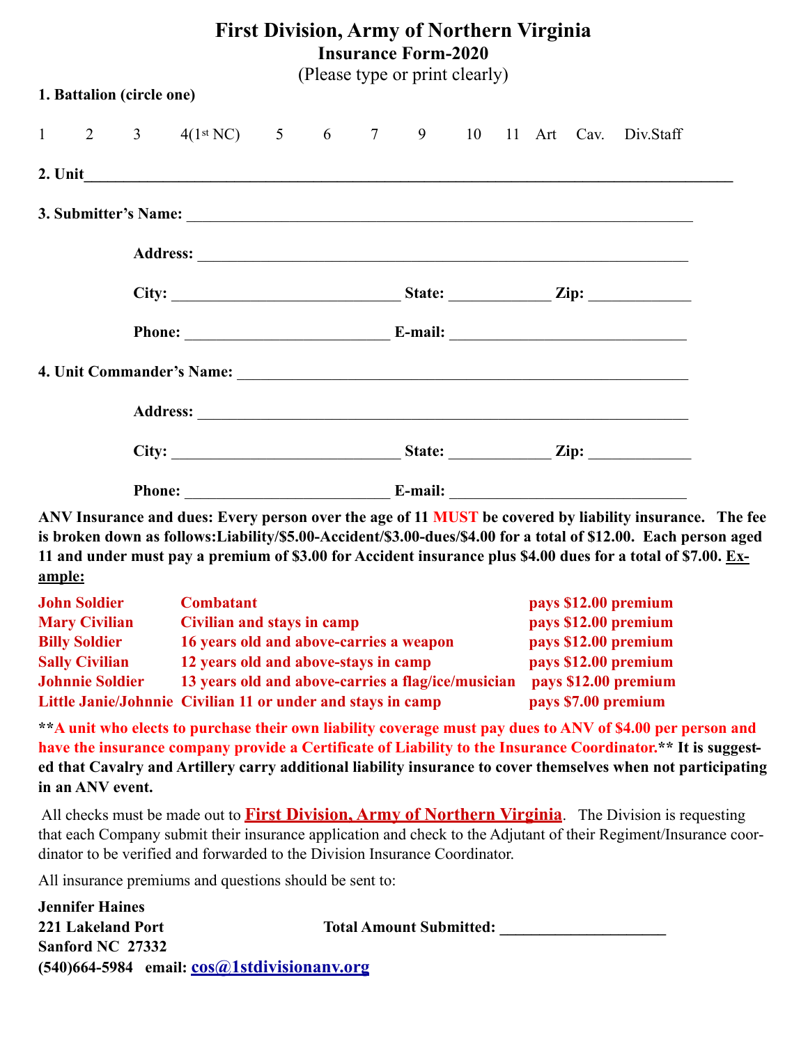# First Division, Army of Northern Virginia

## Insurance Form-2020

(Please type or print clearly)

**1. Battalion (circle one)**

1 2 3 4(1st NC) 5 6 7 9 10 11 Art Cav. Div.Staff

**2. Unit**______________________________________________________________________

**3. Submitter's Name:** ____________________________________________________________

**Address:** ____________________________________________________________

**City:** ____________________________ **State:** ____________ **Zip:** ____________

**Phone:** ______________________ **E-mail:** __________________________

**4. Unit Commander's Name:** ____________________________________________________

**Address:** ____________________________________________________________

**City:** ____________________________ **State:** ____________ **Zip:** ____________

**Phone:** ______________________ **E-mail:** __________________________

**ANV Insurance and dues: Every person over the age of 11 MUST be covered by liability insurance. The fee is broken down as follows:Liability/$5.00-Accident/$3.00-dues/$4.00 for a total of $12.00. Each person aged 11 and under must pay a premium of $3.00 for Accident insurance plus $4.00 dues for a total of $7.00. <u>Example:</u>**

| | | |
|---|---|---|
| **John Soldier** | **Combatant** | **pays $12.00 premium** |
| **Mary Civilian** | **Civilian and stays in camp** | **pays $12.00 premium** |
| **Billy Soldier** | **16 years old and above-carries a weapon** | **pays $12.00 premium** |
| **Sally Civilian** | **12 years old and above-stays in camp** | **pays $12.00 premium** |
| **Johnnie Soldier** | **13 years old and above-carries a flag/ice/musician** | **pays $12.00 premium** |
| **Little Janie/Johnnie** | **Civilian 11 or under and stays in camp** | **pays $7.00 premium** |

**\*\*A unit who elects to purchase their own liability coverage must pay dues to ANV of $4.00 per person and have the insurance company provide a Certificate of Liability to the Insurance Coordinator.\*\* It is suggested that Cavalry and Artillery carry additional liability insurance to cover themselves when not participating in an ANV event.**

All checks must be made out to **<u>First Division, Army of Northern Virginia</u>**. The Division is requesting that each Company submit their insurance application and check to the Adjutant of their Regiment/Insurance coordinator to be verified and forwarded to the Division Insurance Coordinator.

All insurance premiums and questions should be sent to:

**Jennifer Haines**
**221 Lakeland Port**
**Sanford NC 27332**
**(540)664-5984 email: cos@1stdivisionanv.org**

**Total Amount Submitted:** ____________________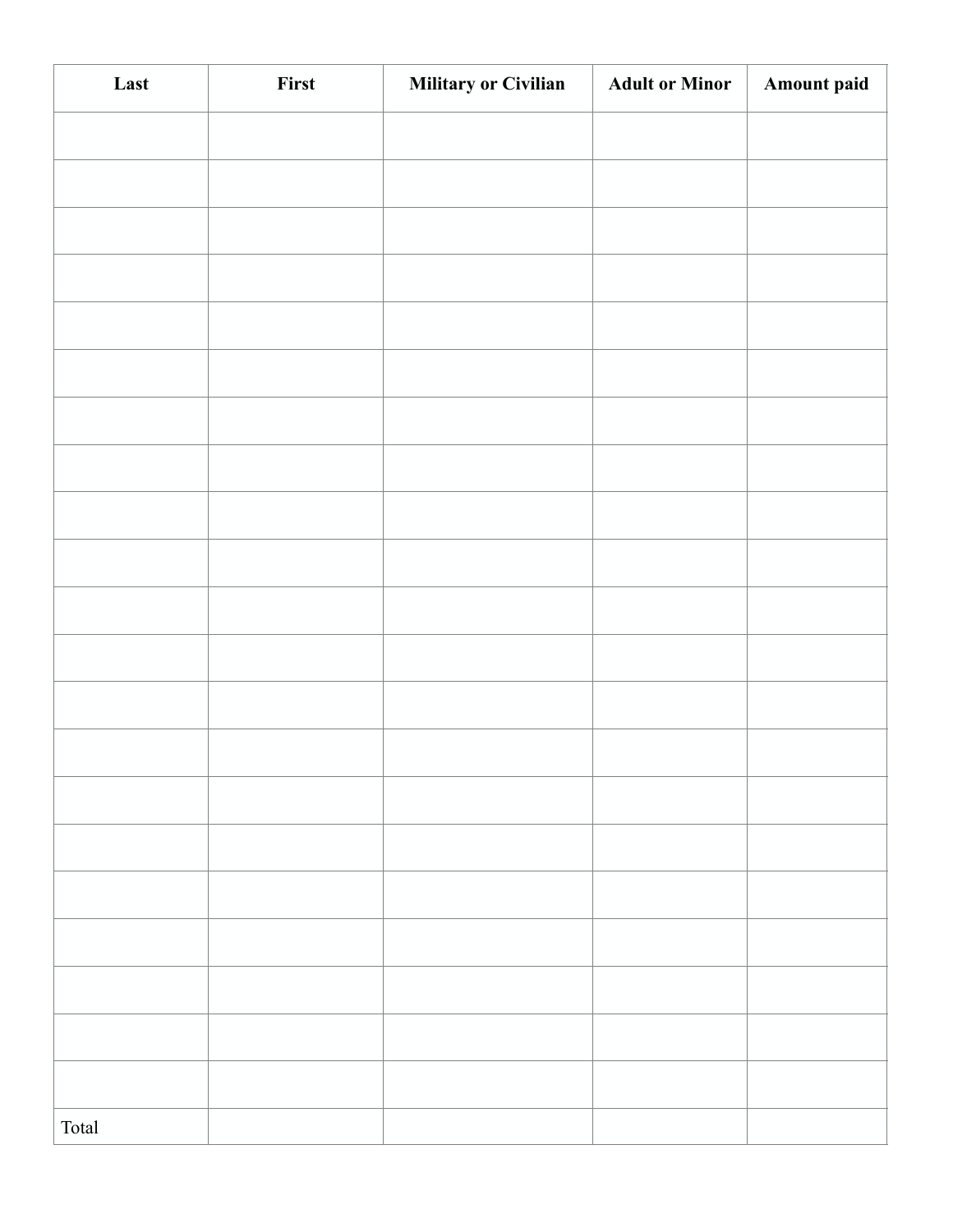| Last | First | Military or Civilian | Adult or Minor | Amount paid |
|---|---|---|---|---|
| | | | | |
| | | | | |
| | | | | |
| | | | | |
| | | | | |
| | | | | |
| | | | | |
| | | | | |
| | | | | |
| | | | | |
| | | | | |
| | | | | |
| | | | | |
| | | | | |
| | | | | |
| | | | | |
| | | | | |
| | | | | |
| | | | | |
| | | | | |
| | | | | |
| Total | | | | |